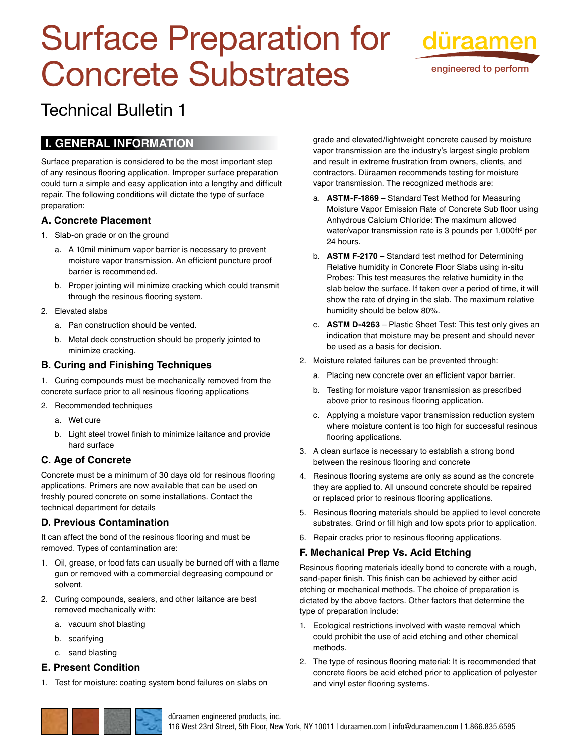# Surface Preparation for Concrete Substrates

düraamen

engineered to perform

## Technical Bulletin 1

## I. GENERAL INFORMATION

Surface preparation is considered to be the most important step of any resinous flooring application. Improper surface preparation could turn a simple and easy application into a lengthy and difficult repair. The following conditions will dictate the type of surface preparation:

### A. Concrete Placement

1. Slab-on grade or on the ground
   a. A 10mil minimum vapor barrier is necessary to prevent moisture vapor transmission. An efficient puncture proof barrier is recommended.
   b. Proper jointing will minimize cracking which could transmit through the resinous flooring system.
2. Elevated slabs
   a. Pan construction should be vented.
   b. Metal deck construction should be properly jointed to minimize cracking.

### B. Curing and Finishing Techniques

1. Curing compounds must be mechanically removed from the concrete surface prior to all resinous flooring applications
2. Recommended techniques
   a. Wet cure
   b. Light steel trowel finish to minimize laitance and provide hard surface

### C. Age of Concrete

Concrete must be a minimum of 30 days old for resinous flooring applications. Primers are now available that can be used on freshly poured concrete on some installations. Contact the technical department for details

### D. Previous Contamination

It can affect the bond of the resinous flooring and must be removed. Types of contamination are:

1. Oil, grease, or food fats can usually be burned off with a flame gun or removed with a commercial degreasing compound or solvent.
2. Curing compounds, sealers, and other laitance are best removed mechanically with:
   a. vacuum shot blasting
   b. scarifying
   c. sand blasting

### E. Present Condition

1. Test for moisture: coating system bond failures on slabs on grade and elevated/lightweight concrete caused by moisture vapor transmission are the industry's largest single problem and result in extreme frustration from owners, clients, and contractors. Düraamen recommends testing for moisture vapor transmission. The recognized methods are:
   a. **ASTM-F-1869** – Standard Test Method for Measuring Moisture Vapor Emission Rate of Concrete Sub floor using Anhydrous Calcium Chloride: The maximum allowed water/vapor transmission rate is 3 pounds per 1,000ft$^2$ per 24 hours.
   b. **ASTM F-2170** – Standard test method for Determining Relative humidity in Concrete Floor Slabs using in-situ Probes: This test measures the relative humidity in the slab below the surface. If taken over a period of time, it will show the rate of drying in the slab. The maximum relative humidity should be below 80%.
   c. **ASTM D-4263** – Plastic Sheet Test: This test only gives an indication that moisture may be present and should never be used as a basis for decision.
2. Moisture related failures can be prevented through:
   a. Placing new concrete over an efficient vapor barrier.
   b. Testing for moisture vapor transmission as prescribed above prior to resinous flooring application.
   c. Applying a moisture vapor transmission reduction system where moisture content is too high for successful resinous flooring applications.
3. A clean surface is necessary to establish a strong bond between the resinous flooring and concrete
4. Resinous flooring systems are only as sound as the concrete they are applied to. All unsound concrete should be repaired or replaced prior to resinous flooring applications.
5. Resinous flooring materials should be applied to level concrete substrates. Grind or fill high and low spots prior to application.
6. Repair cracks prior to resinous flooring applications.

### F. Mechanical Prep Vs. Acid Etching

Resinous flooring materials ideally bond to concrete with a rough, sand-paper finish. This finish can be achieved by either acid etching or mechanical methods. The choice of preparation is dictated by the above factors. Other factors that determine the type of preparation include:

1. Ecological restrictions involved with waste removal which could prohibit the use of acid etching and other chemical methods.
2. The type of resinous flooring material: It is recommended that concrete floors be acid etched prior to application of polyester and vinyl ester flooring systems.

düraamen engineered products, inc.
116 West 23rd Street, 5th Floor, New York, NY 10011 | duraamen.com | info@duraamen.com | 1.866.835.6595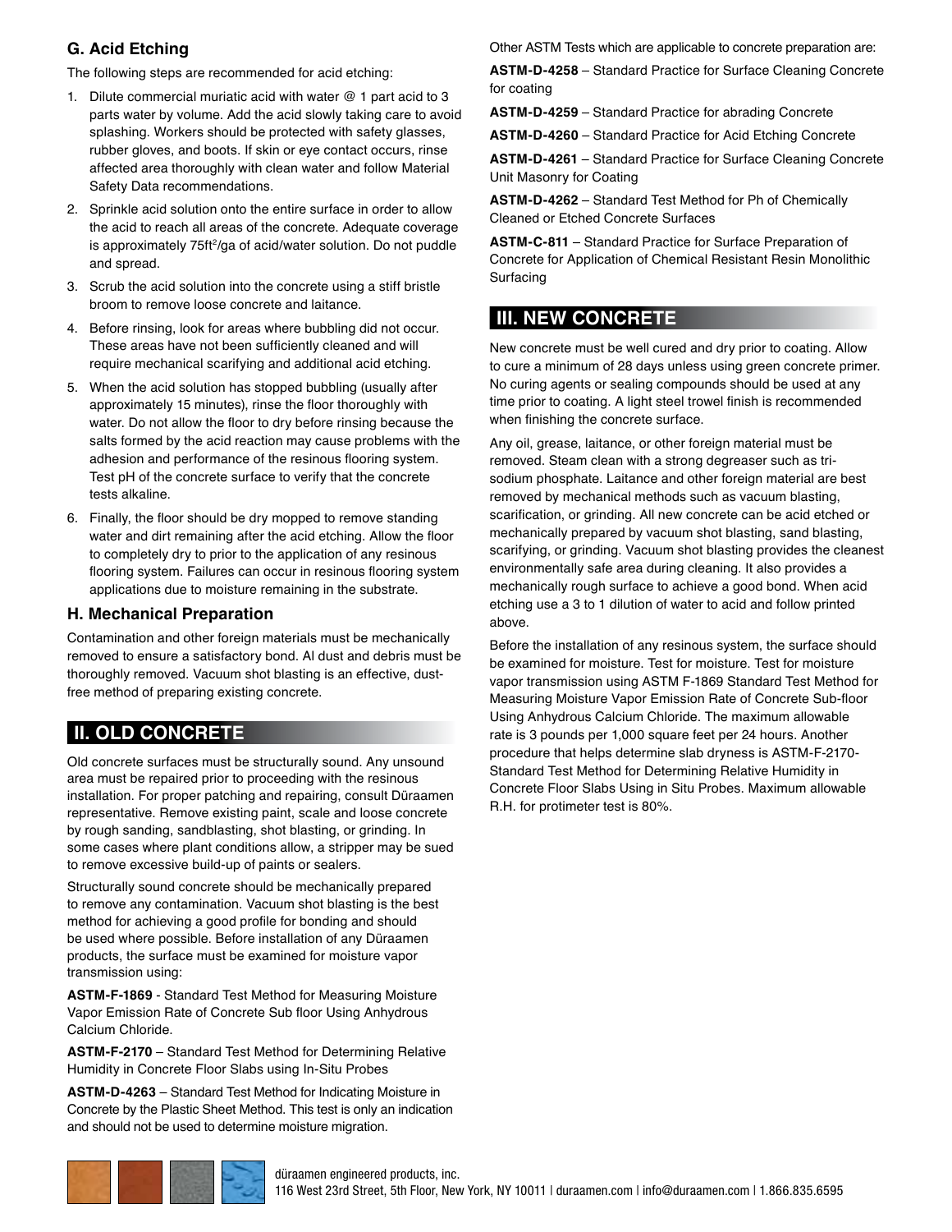### G. Acid Etching

The following steps are recommended for acid etching:

1. Dilute commercial muriatic acid with water @ 1 part acid to 3 parts water by volume. Add the acid slowly taking care to avoid splashing. Workers should be protected with safety glasses, rubber gloves, and boots. If skin or eye contact occurs, rinse affected area thoroughly with clean water and follow Material Safety Data recommendations.
2. Sprinkle acid solution onto the entire surface in order to allow the acid to reach all areas of the concrete. Adequate coverage is approximately 75ft²/ga of acid/water solution. Do not puddle and spread.
3. Scrub the acid solution into the concrete using a stiff bristle broom to remove loose concrete and laitance.
4. Before rinsing, look for areas where bubbling did not occur. These areas have not been sufficiently cleaned and will require mechanical scarifying and additional acid etching.
5. When the acid solution has stopped bubbling (usually after approximately 15 minutes), rinse the floor thoroughly with water. Do not allow the floor to dry before rinsing because the salts formed by the acid reaction may cause problems with the adhesion and performance of the resinous flooring system. Test pH of the concrete surface to verify that the concrete tests alkaline.
6. Finally, the floor should be dry mopped to remove standing water and dirt remaining after the acid etching. Allow the floor to completely dry to prior to the application of any resinous flooring system. Failures can occur in resinous flooring system applications due to moisture remaining in the substrate.

### H. Mechanical Preparation

Contamination and other foreign materials must be mechanically removed to ensure a satisfactory bond. Al dust and debris must be thoroughly removed. Vacuum shot blasting is an effective, dust-free method of preparing existing concrete.

## II. OLD CONCRETE

Old concrete surfaces must be structurally sound. Any unsound area must be repaired prior to proceeding with the resinous installation. For proper patching and repairing, consult Düraamen representative. Remove existing paint, scale and loose concrete by rough sanding, sandblasting, shot blasting, or grinding. In some cases where plant conditions allow, a stripper may be sued to remove excessive build-up of paints or sealers.

Structurally sound concrete should be mechanically prepared to remove any contamination. Vacuum shot blasting is the best method for achieving a good profile for bonding and should be used where possible. Before installation of any Düraamen products, the surface must be examined for moisture vapor transmission using:

**ASTM-F-1869** - Standard Test Method for Measuring Moisture Vapor Emission Rate of Concrete Sub floor Using Anhydrous Calcium Chloride.

**ASTM-F-2170** – Standard Test Method for Determining Relative Humidity in Concrete Floor Slabs using In-Situ Probes

**ASTM-D-4263** – Standard Test Method for Indicating Moisture in Concrete by the Plastic Sheet Method. This test is only an indication and should not be used to determine moisture migration.

Other ASTM Tests which are applicable to concrete preparation are:

**ASTM-D-4258** – Standard Practice for Surface Cleaning Concrete for coating

**ASTM-D-4259** – Standard Practice for abrading Concrete

**ASTM-D-4260** – Standard Practice for Acid Etching Concrete

**ASTM-D-4261** – Standard Practice for Surface Cleaning Concrete Unit Masonry for Coating

**ASTM-D-4262** – Standard Test Method for Ph of Chemically Cleaned or Etched Concrete Surfaces

**ASTM-C-811** – Standard Practice for Surface Preparation of Concrete for Application of Chemical Resistant Resin Monolithic Surfacing

## III. NEW CONCRETE

New concrete must be well cured and dry prior to coating. Allow to cure a minimum of 28 days unless using green concrete primer. No curing agents or sealing compounds should be used at any time prior to coating. A light steel trowel finish is recommended when finishing the concrete surface.

Any oil, grease, laitance, or other foreign material must be removed. Steam clean with a strong degreaser such as tri-sodium phosphate. Laitance and other foreign material are best removed by mechanical methods such as vacuum blasting, scarification, or grinding. All new concrete can be acid etched or mechanically prepared by vacuum shot blasting, sand blasting, scarifying, or grinding. Vacuum shot blasting provides the cleanest environmentally safe area during cleaning. It also provides a mechanically rough surface to achieve a good bond. When acid etching use a 3 to 1 dilution of water to acid and follow printed above.

Before the installation of any resinous system, the surface should be examined for moisture. Test for moisture. Test for moisture vapor transmission using ASTM F-1869 Standard Test Method for Measuring Moisture Vapor Emission Rate of Concrete Sub-floor Using Anhydrous Calcium Chloride. The maximum allowable rate is 3 pounds per 1,000 square feet per 24 hours. Another procedure that helps determine slab dryness is ASTM-F-2170-Standard Test Method for Determining Relative Humidity in Concrete Floor Slabs Using in Situ Probes. Maximum allowable R.H. for protimeter test is 80%.

düraamen engineered products, inc.
116 West 23rd Street, 5th Floor, New York, NY 10011 | duraamen.com | info@duraamen.com | 1.866.835.6595